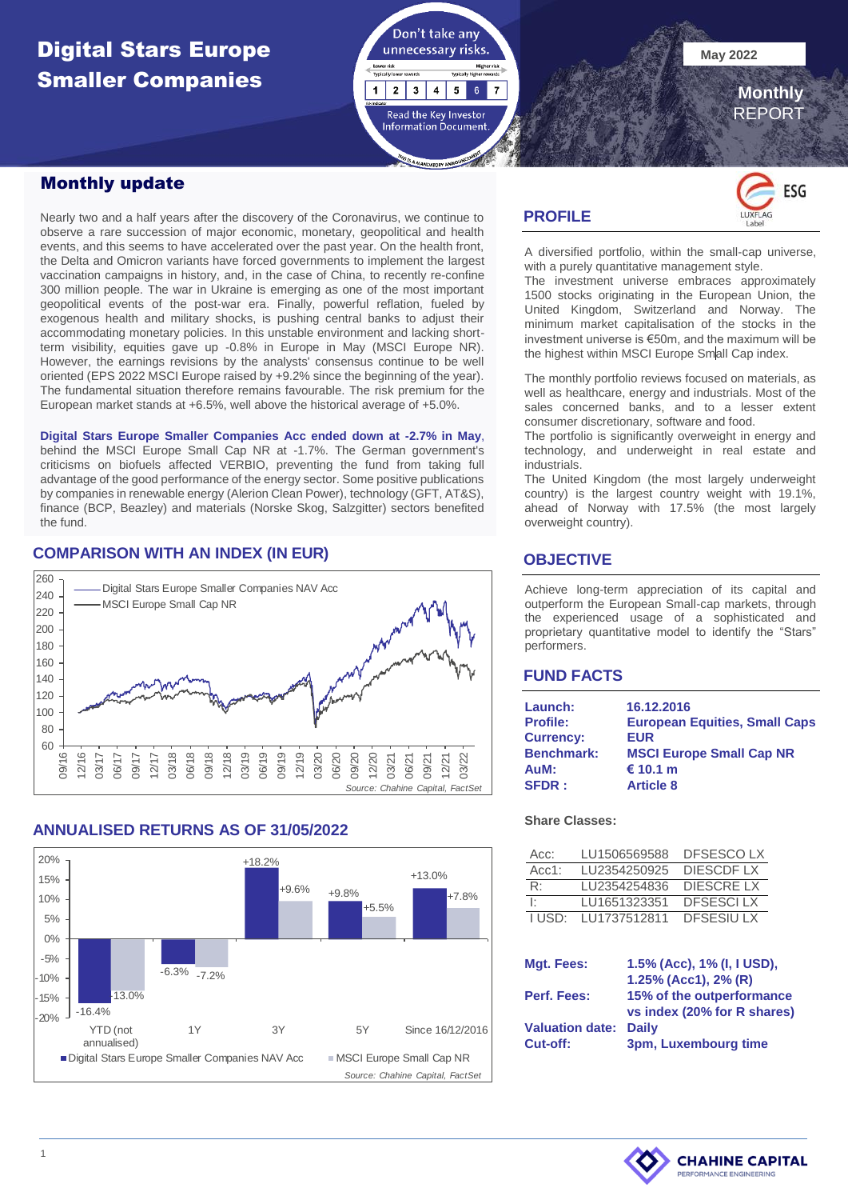# Digital Stars Europe Smaller Companies

Don't take any unnecessary risks.

Lower risk — Typically lower rewards | Higher risk — Typically higher rewards

| 1 | 2 | 3 | 4 | 5 | 6 | 7 |
|---|---|---|---|---|---|---|

Read the Key Investor Information Document.

THIS IS A MANDATORY ANNOUNCEMENT

May 2022

**Monthly** REPORT

## Monthly update

Nearly two and a half years after the discovery of the Coronavirus, we continue to observe a rare succession of major economic, monetary, geopolitical and health events, and this seems to have accelerated over the past year. On the health front, the Delta and Omicron variants have forced governments to implement the largest vaccination campaigns in history, and, in the case of China, to recently re-confine 300 million people. The war in Ukraine is emerging as one of the most important geopolitical events of the post-war era. Finally, powerful reflation, fueled by exogenous health and military shocks, is pushing central banks to adjust their accommodating monetary policies. In this unstable environment and lacking short-term visibility, equities gave up -0.8% in Europe in May (MSCI Europe NR). However, the earnings revisions by the analysts' consensus continue to be well oriented (EPS 2022 MSCI Europe raised by +9.2% since the beginning of the year). The fundamental situation therefore remains favourable. The risk premium for the European market stands at +6.5%, well above the historical average of +5.0%.

**Digital Stars Europe Smaller Companies Acc ended down at -2.7% in May**, behind the MSCI Europe Small Cap NR at -1.7%. The German government's criticisms on biofuels affected VERBIO, preventing the fund from taking full advantage of the good performance of the energy sector. Some positive publications by companies in renewable energy (Alerion Clean Power), technology (GFT, AT&S), finance (BCP, Beazley) and materials (Norske Skog, Salzgitter) sectors benefited the fund.

## COMPARISON WITH AN INDEX (IN EUR)

Digital Stars Europe Smaller Companies NAV Acc
MSCI Europe Small Cap NR

Source: Chahine Capital, FactSet

## ANNUALISED RETURNS AS OF 31/05/2022

| | YTD (not annualised) | 1Y | 3Y | 5Y | Since 16/12/2016 |
|---|---|---|---|---|---|
| Digital Stars Europe Smaller Companies NAV Acc | -16.4% | -6.3% | +18.2% | +9.8% | +13.0% |
| MSCI Europe Small Cap NR | -13.0% | -7.2% | +9.6% | +5.5% | +7.8% |

Source: Chahine Capital, FactSet

## PROFILE

ESG LUXFLAG Label

A diversified portfolio, within the small-cap universe, with a purely quantitative management style.
The investment universe embraces approximately 1500 stocks originating in the European Union, the United Kingdom, Switzerland and Norway. The minimum market capitalisation of the stocks in the investment universe is €50m, and the maximum will be the highest within MSCI Europe Small Cap index.

The monthly portfolio reviews focused on materials, as well as healthcare, energy and industrials. Most of the sales concerned banks, and to a lesser extent consumer discretionary, software and food.
The portfolio is significantly overweight in energy and technology, and underweight in real estate and industrials.
The United Kingdom (the most largely underweight country) is the largest country weight with 19.1%, ahead of Norway with 17.5% (the most largely overweight country).

## OBJECTIVE

Achieve long-term appreciation of its capital and outperform the European Small-cap markets, through the experienced usage of a sophisticated and proprietary quantitative model to identify the "Stars" performers.

## FUND FACTS

| | |
|---|---|
| **Launch:** | **16.12.2016** |
| **Profile:** | **European Equities, Small Caps** |
| **Currency:** | **EUR** |
| **Benchmark:** | **MSCI Europe Small Cap NR** |
| **AuM:** | **€ 10.1 m** |
| **SFDR :** | **Article 8** |

**Share Classes:**

| | | |
|---|---|---|
| Acc: | LU1506569588 | DFSESCO LX |
| Acc1: | LU2354250925 | DIESCDF LX |
| R: | LU2354254836 | DIESCRE LX |
| I: | LU1651323351 | DFSESCI LX |
| I USD: | LU1737512811 | DFSESIU LX |

| | |
|---|---|
| **Mgt. Fees:** | **1.5% (Acc), 1% (I, I USD), 1.25% (Acc1), 2% (R)** |
| **Perf. Fees:** | **15% of the outperformance vs index (20% for R shares)** |
| **Valuation date:** | **Daily** |
| **Cut-off:** | **3pm, Luxembourg time** |

CHAHINE CAPITAL PERFORMANCE ENGINEERING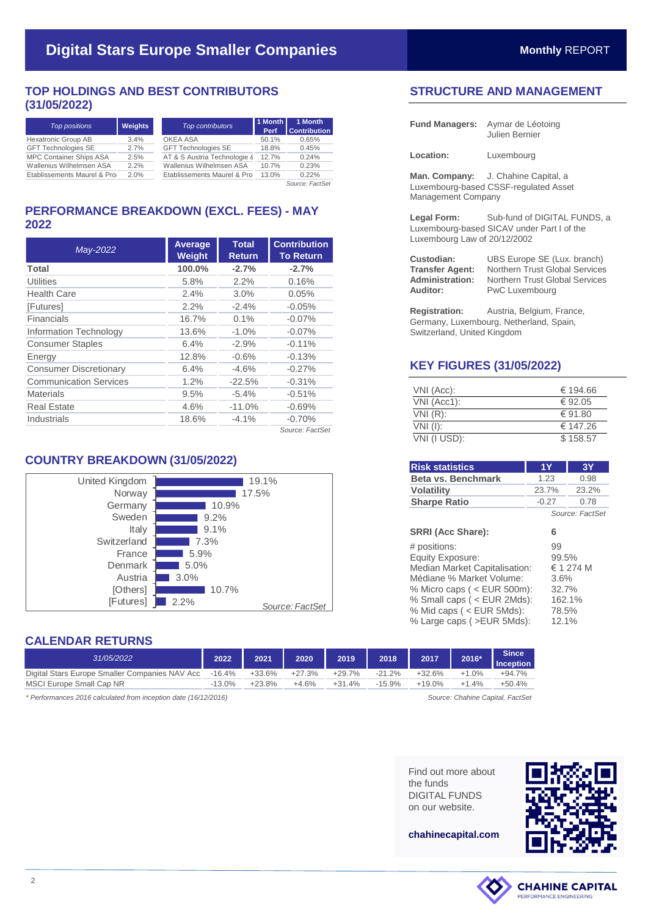# Digital Stars Europe Smaller Companies

**Monthly** REPORT

## TOP HOLDINGS AND BEST CONTRIBUTORS (31/05/2022)

| *Top positions* | Weights |
|---|---|
| Hexatronic Group AB | 3.4% |
| GFT Technologies SE | 2.7% |
| MPC Container Ships ASA | 2.5% |
| Wallenius Wilhelmsen ASA | 2.2% |
| Etablissements Maurel & Pro | 2.0% |

| *Top contributors* | 1 Month Perf | 1 Month Contribution |
|---|---|---|
| OKEA ASA | 50.1% | 0.65% |
| GFT Technologies SE | 18.8% | 0.45% |
| AT & S Austria Technologie & | 12.7% | 0.24% |
| Wallenius Wilhelmsen ASA | 10.7% | 0.23% |
| Etablissements Maurel & Pro | 13.0% | 0.22% |

*Source: FactSet*

## PERFORMANCE BREAKDOWN (EXCL. FEES) - MAY 2022

| *May-2022* | Average Weight | Total Return | Contribution To Return |
|---|---|---|---|
| **Total** | **100.0%** | **-2.7%** | **-2.7%** |
| Utilities | 5.8% | 2.2% | 0.16% |
| Health Care | 2.4% | 3.0% | 0.05% |
| [Futures] | 2.2% | -2.4% | -0.05% |
| Financials | 16.7% | 0.1% | -0.07% |
| Information Technology | 13.6% | -1.0% | -0.07% |
| Consumer Staples | 6.4% | -2.9% | -0.11% |
| Energy | 12.8% | -0.6% | -0.13% |
| Consumer Discretionary | 6.4% | -4.6% | -0.27% |
| Communication Services | 1.2% | -22.5% | -0.31% |
| Materials | 9.5% | -5.4% | -0.51% |
| Real Estate | 4.6% | -11.0% | -0.69% |
| Industrials | 18.6% | -4.1% | -0.70% |

*Source: FactSet*

## COUNTRY BREAKDOWN (31/05/2022)

| Country | Weight |
|---|---|
| United Kingdom | 19.1% |
| Norway | 17.5% |
| Germany | 10.9% |
| Sweden | 9.2% |
| Italy | 9.1% |
| Switzerland | 7.3% |
| France | 5.9% |
| Denmark | 5.0% |
| Austria | 3.0% |
| [Others] | 10.7% |
| [Futures] | 2.2% |

*Source: FactSet*

## STRUCTURE AND MANAGEMENT

**Fund Managers:** Aymar de Léotoing, Julien Bernier

**Location:** Luxembourg

**Man. Company:** J. Chahine Capital, a Luxembourg-based CSSF-regulated Asset Management Company

**Legal Form:** Sub-fund of DIGITAL FUNDS, a Luxembourg-based SICAV under Part I of the Luxembourg Law of 20/12/2002

**Custodian:** UBS Europe SE (Lux. branch)
**Transfer Agent:** Northern Trust Global Services
**Administration:** Northern Trust Global Services
**Auditor:** PwC Luxembourg

**Registration:** Austria, Belgium, France, Germany, Luxembourg, Netherland, Spain, Switzerland, United Kingdom

## KEY FIGURES (31/05/2022)

| | |
|---|---|
| VNI (Acc): | € 194.66 |
| VNI (Acc1): | € 92.05 |
| VNI (R): | € 91.80 |
| VNI (I): | € 147.26 |
| VNI (I USD): | $ 158.57 |

| Risk statistics | 1Y | 3Y |
|---|---|---|
| **Beta vs. Benchmark** | 1.23 | 0.98 |
| **Volatility** | 23.7% | 23.2% |
| **Sharpe Ratio** | -0.27 | 0.78 |

*Source: FactSet*

| | |
|---|---|
| **SRRI (Acc Share):** | 6 |
| # positions: | 99 |
| Equity Exposure: | 99.5% |
| Median Market Capitalisation: | € 1 274 M |
| Médiane % Market Volume: | 3.6% |
| % Micro caps ( < EUR 500m): | 32.7% |
| % Small caps ( < EUR 2Mds): | 162.1% |
| % Mid caps ( < EUR 5Mds): | 78.5% |
| % Large caps ( >EUR 5Mds): | 12.1% |

## CALENDAR RETURNS

| *31/05/2022* | 2022 | 2021 | 2020 | 2019 | 2018 | 2017 | 2016* | Since Inception |
|---|---|---|---|---|---|---|---|---|
| Digital Stars Europe Smaller Companies NAV Acc | -16.4% | +33.6% | +27.3% | +29.7% | -21.2% | +32.6% | +1.0% | +94.7% |
| MSCI Europe Small Cap NR | -13.0% | +23.8% | +4.6% | +31.4% | -15.9% | +19.0% | +1.4% | +50.4% |

*\* Performances 2016 calculated from inception date (16/12/2016)*

*Source: Chahine Capital, FactSet*

Find out more about the funds DIGITAL FUNDS on our website.

**chahinecapital.com**

CHAHINE CAPITAL
PERFORMANCE ENGINEERING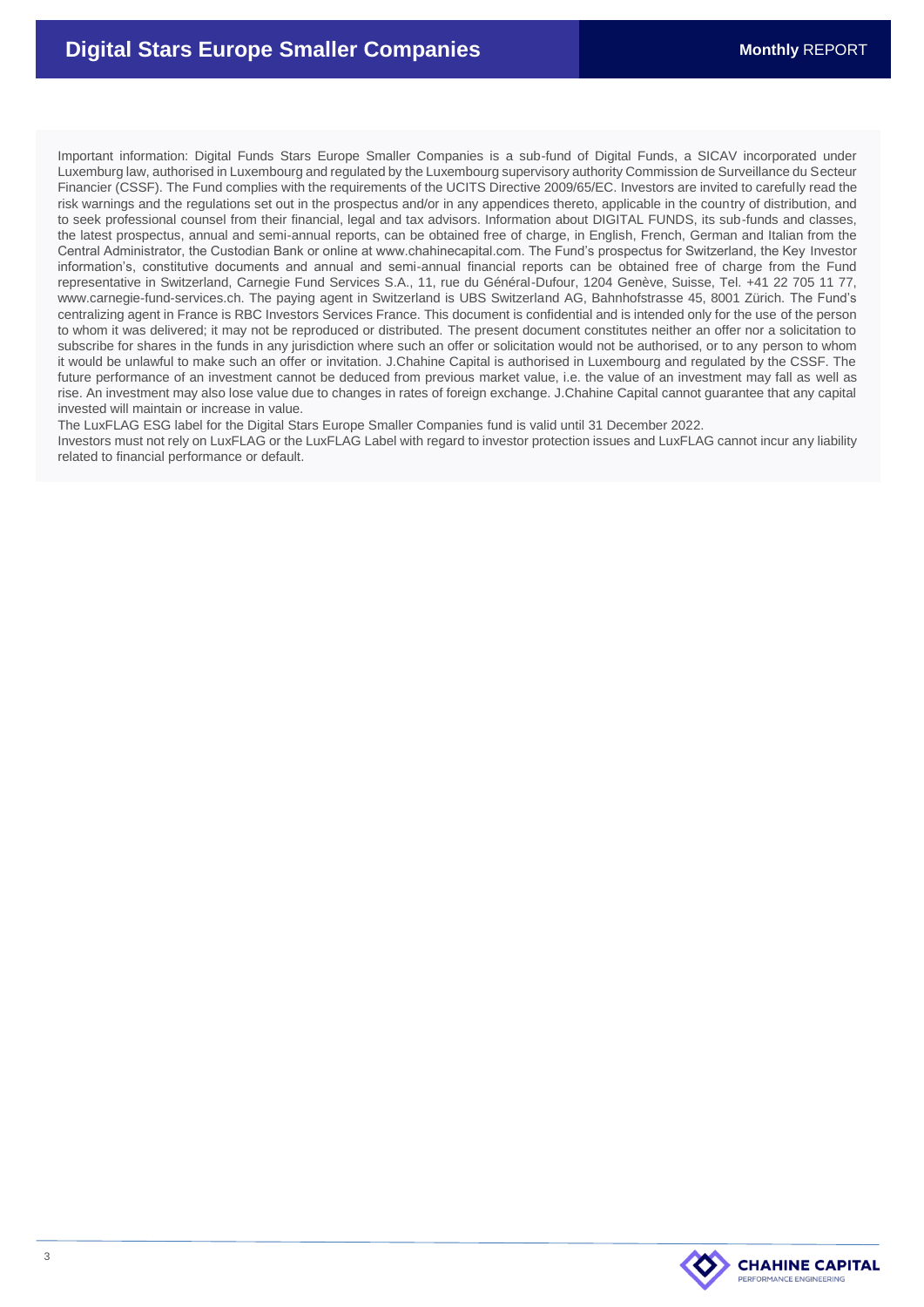Important information: Digital Funds Stars Europe Smaller Companies is a sub-fund of Digital Funds, a SICAV incorporated under Luxemburg law, authorised in Luxembourg and regulated by the Luxembourg supervisory authority Commission de Surveillance du Secteur Financier (CSSF). The Fund complies with the requirements of the UCITS Directive 2009/65/EC. Investors are invited to carefully read the risk warnings and the regulations set out in the prospectus and/or in any appendices thereto, applicable in the country of distribution, and to seek professional counsel from their financial, legal and tax advisors. Information about DIGITAL FUNDS, its sub-funds and classes, the latest prospectus, annual and semi-annual reports, can be obtained free of charge, in English, French, German and Italian from the Central Administrator, the Custodian Bank or online at www.chahinecapital.com. The Fund's prospectus for Switzerland, the Key Investor information's, constitutive documents and annual and semi-annual financial reports can be obtained free of charge from the Fund representative in Switzerland, Carnegie Fund Services S.A., 11, rue du Général-Dufour, 1204 Genève, Suisse, Tel. +41 22 705 11 77, www.carnegie-fund-services.ch. The paying agent in Switzerland is UBS Switzerland AG, Bahnhofstrasse 45, 8001 Zürich. The Fund's centralizing agent in France is RBC Investors Services France. This document is confidential and is intended only for the use of the person to whom it was delivered; it may not be reproduced or distributed. The present document constitutes neither an offer nor a solicitation to subscribe for shares in the funds in any jurisdiction where such an offer or solicitation would not be authorised, or to any person to whom it would be unlawful to make such an offer or invitation. J.Chahine Capital is authorised in Luxembourg and regulated by the CSSF. The future performance of an investment cannot be deduced from previous market value, i.e. the value of an investment may fall as well as rise. An investment may also lose value due to changes in rates of foreign exchange. J.Chahine Capital cannot guarantee that any capital invested will maintain or increase in value.

The LuxFLAG ESG label for the Digital Stars Europe Smaller Companies fund is valid until 31 December 2022.

Investors must not rely on LuxFLAG or the LuxFLAG Label with regard to investor protection issues and LuxFLAG cannot incur any liability related to financial performance or default.